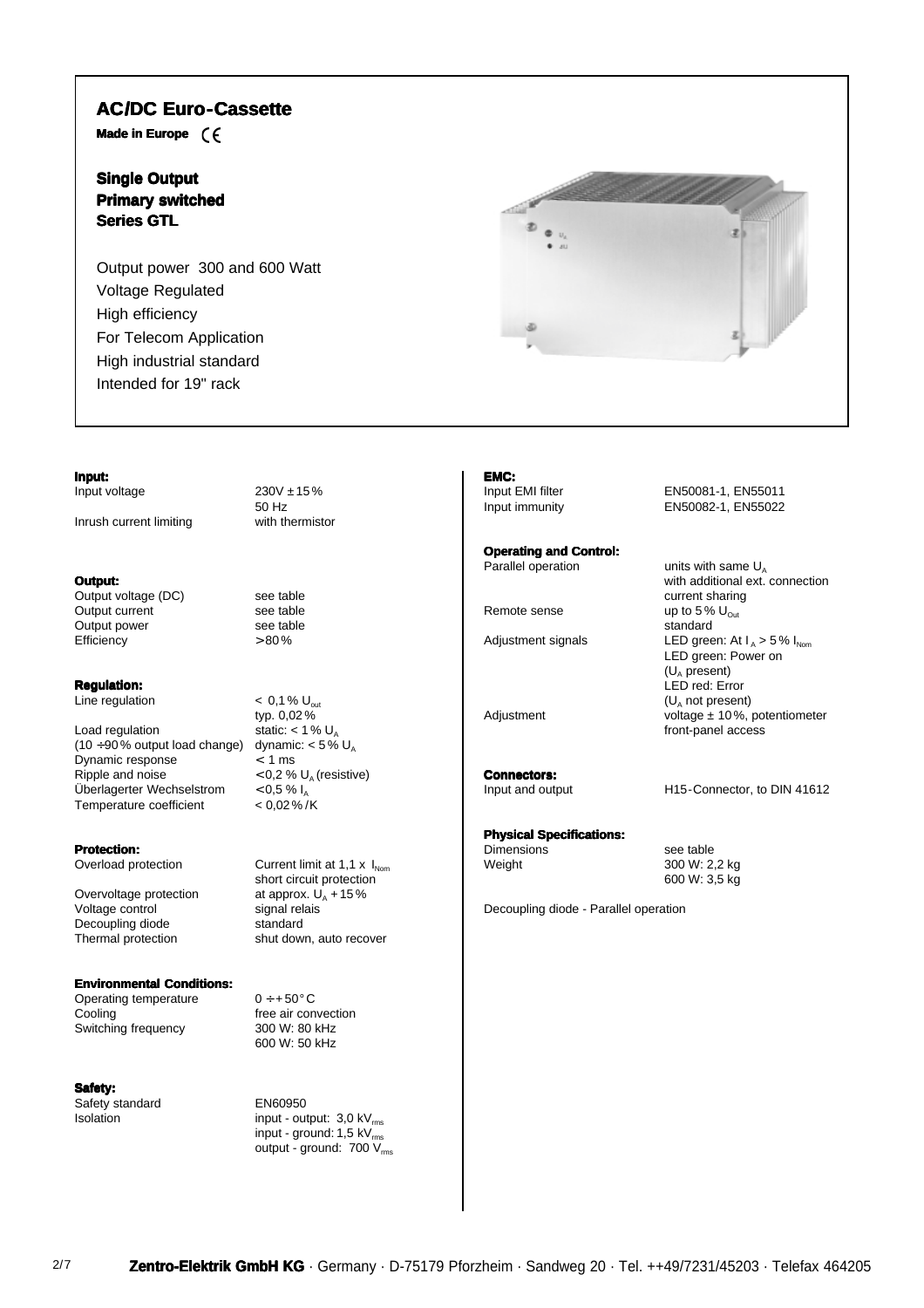# AC/DC Euro-Cassette

**Made in Europe** CE

**Single Output**
**Primary switched**
**Series GTL**

Output power 300 and 600 Watt
Voltage Regulated
High efficiency
For Telecom Application
High industrial standard
Intended for 19" rack

### Input:

| | |
|---|---|
| Input voltage | 230V ±15% 50 Hz |
| Inrush current limiting | with thermistor |

### Output:

| | |
|---|---|
| Output voltage (DC) | see table |
| Output current | see table |
| Output power | see table |
| Efficiency | >80% |

### Regulation:

| | |
|---|---|
| Line regulation | < 0,1% $U_{out}$ typ. 0,02% |
| Load regulation (10 ÷90% output load change) | static: < 1% $U_A$ dynamic: < 5% $U_A$ |
| Dynamic response | < 1 ms |
| Ripple and noise | <0,2 % $U_A$ (resistive) |
| Überlagerter Wechselstrom | <0,5 % $I_A$ |
| Temperature coefficient | < 0,02%/K |

### Protection:

| | |
|---|---|
| Overload protection | Current limit at 1,1 x $I_{Nom}$ short circuit protection |
| Overvoltage protection | at approx. $U_A$ +15% |
| Voltage control | signal relais |
| Decoupling diode | standard |
| Thermal protection | shut down, auto recover |

### Environmental Conditions:

| | |
|---|---|
| Operating temperature | 0 ÷+50°C |
| Cooling | free air convection |
| Switching frequency | 300 W: 80 kHz 600 W: 50 kHz |

### Safety:

| | |
|---|---|
| Safety standard | EN60950 |
| Isolation | input - output: 3,0 $kV_{rms}$ input - ground: 1,5 $kV_{rms}$ output - ground: 700 $V_{rms}$ |

### EMC:

| | |
|---|---|
| Input EMI filter | EN50081-1, EN55011 |
| Input immunity | EN50082-1, EN55022 |

### Operating and Control:

| | |
|---|---|
| Parallel operation | units with same $U_A$ with additional ext. connection current sharing |
| Remote sense | up to 5% $U_{Out}$ standard |
| Adjustment signals | LED green: At $I_A$ > 5% $I_{Nom}$ LED green: Power on ($U_A$ present) LED red: Error ($U_A$ not present) |
| Adjustment | voltage ± 10%, potentiometer front-panel access |

### Connectors:

| | |
|---|---|
| Input and output | H15-Connector, to DIN 41612 |

### Physical Specifications:

| | |
|---|---|
| Dimensions | see table |
| Weight | 300 W: 2,2 kg 600 W: 3,5 kg |

Decoupling diode - Parallel operation

**Zentro-Elektrik GmbH KG** · Germany · D-75179 Pforzheim · Sandweg 20 · Tel. ++49/7231/45203 · Telefax 464205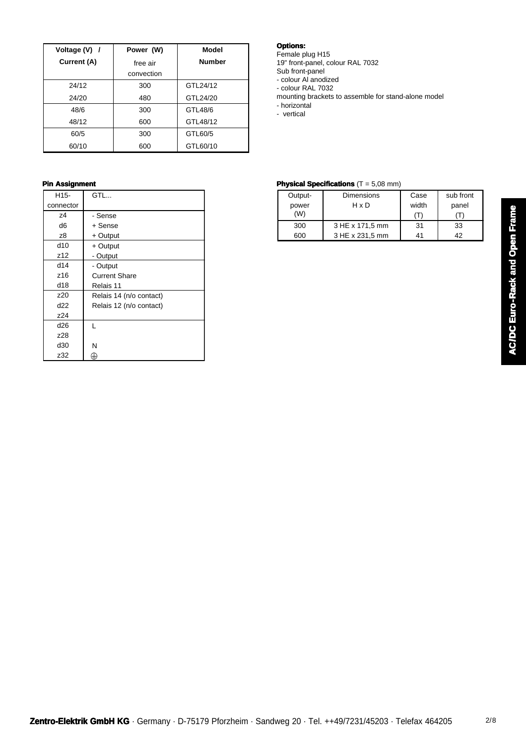| Voltage (V) / Current (A) | Power (W) free air convection | Model Number |
|---|---|---|
| 24/12 | 300 | GTL24/12 |
| 24/20 | 480 | GTL24/20 |
| 48/6 | 300 | GTL48/6 |
| 48/12 | 600 | GTL48/12 |
| 60/5 | 300 | GTL60/5 |
| 60/10 | 600 | GTL60/10 |

**Options:**

Female plug H15

19" front-panel, colour RAL 7032

Sub front-panel

- colour Al anodized
- colour RAL 7032

mounting brackets to assemble for stand-alone model

- horizontal
- vertical

**Pin Assignment**

| H15-connector | GTL... |
|---|---|
| z4 | - Sense |
| d6 | + Sense |
| z8 | + Output |
| d10 | + Output |
| z12 | - Output |
| d14 | - Output |
| z16 | Current Share |
| d18 | Relais 11 |
| z20 | Relais 14 (n/o contact) |
| d22 | Relais 12 (n/o contact) |
| z24 | |
| d26 | L |
| z28 | |
| d30 | N |
| z32 | ⏚ |

**Physical Specifications** (T = 5,08 mm)

| Output-power (W) | Dimensions H x D | Case width (T) | sub front panel (T) |
|---|---|---|---|
| 300 | 3 HE x 171,5 mm | 31 | 33 |
| 600 | 3 HE x 231,5 mm | 41 | 42 |

**AC/DC Euro-Rack and Open Frame**

**Zentro-Elektrik GmbH KG** · Germany · D-75179 Pforzheim · Sandweg 20 · Tel. ++49/7231/45203 · Telefax 464205